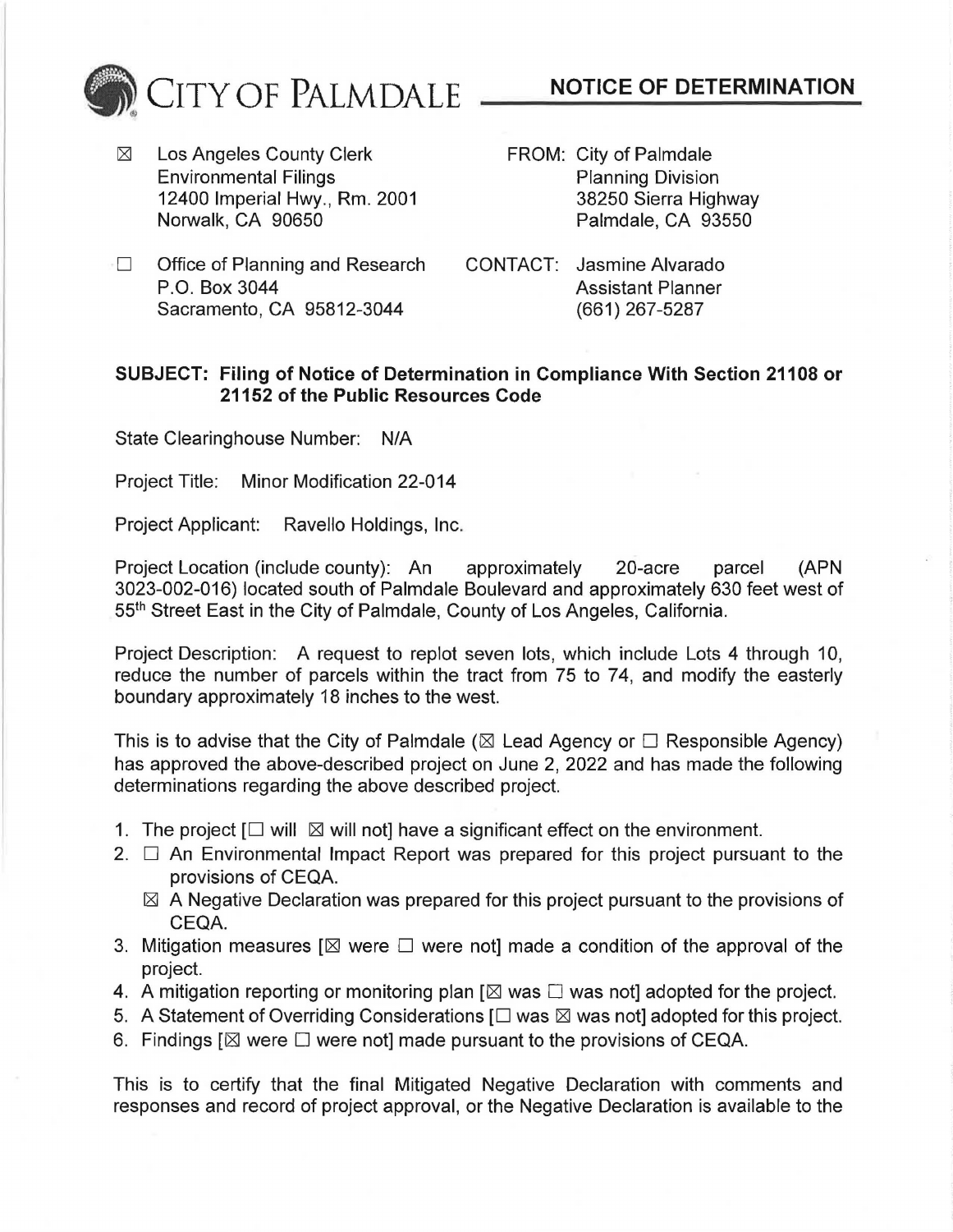# CITY OF PALMDALE — NOTICE OF DETERMINATION

| | |
|---|---|
| ☒ Los Angeles County Clerk<br>Environmental Filings<br>12400 Imperial Hwy., Rm. 2001<br>Norwalk, CA 90650 | FROM: City of Palmdale<br>Planning Division<br>38250 Sierra Highway<br>Palmdale, CA 93550 |
| ☐ Office of Planning and Research<br>P.O. Box 3044<br>Sacramento, CA 95812-3044 | CONTACT: Jasmine Alvarado<br>Assistant Planner<br>(661) 267-5287 |

**SUBJECT: Filing of Notice of Determination in Compliance With Section 21108 or 21152 of the Public Resources Code**

State Clearinghouse Number: N/A

Project Title: Minor Modification 22-014

Project Applicant: Ravello Holdings, Inc.

Project Location (include county): An approximately 20-acre parcel (APN 3023-002-016) located south of Palmdale Boulevard and approximately 630 feet west of 55th Street East in the City of Palmdale, County of Los Angeles, California.

Project Description: A request to replot seven lots, which include Lots 4 through 10, reduce the number of parcels within the tract from 75 to 74, and modify the easterly boundary approximately 18 inches to the west.

This is to advise that the City of Palmdale (☒ Lead Agency or ☐ Responsible Agency) has approved the above-described project on June 2, 2022 and has made the following determinations regarding the above described project.

1. The project [☐ will ☒ will not] have a significant effect on the environment.
2. ☐ An Environmental Impact Report was prepared for this project pursuant to the provisions of CEQA.
   ☒ A Negative Declaration was prepared for this project pursuant to the provisions of CEQA.
3. Mitigation measures [☒ were ☐ were not] made a condition of the approval of the project.
4. A mitigation reporting or monitoring plan [☒ was ☐ was not] adopted for the project.
5. A Statement of Overriding Considerations [☐ was ☒ was not] adopted for this project.
6. Findings [☒ were ☐ were not] made pursuant to the provisions of CEQA.

This is to certify that the final Mitigated Negative Declaration with comments and responses and record of project approval, or the Negative Declaration is available to the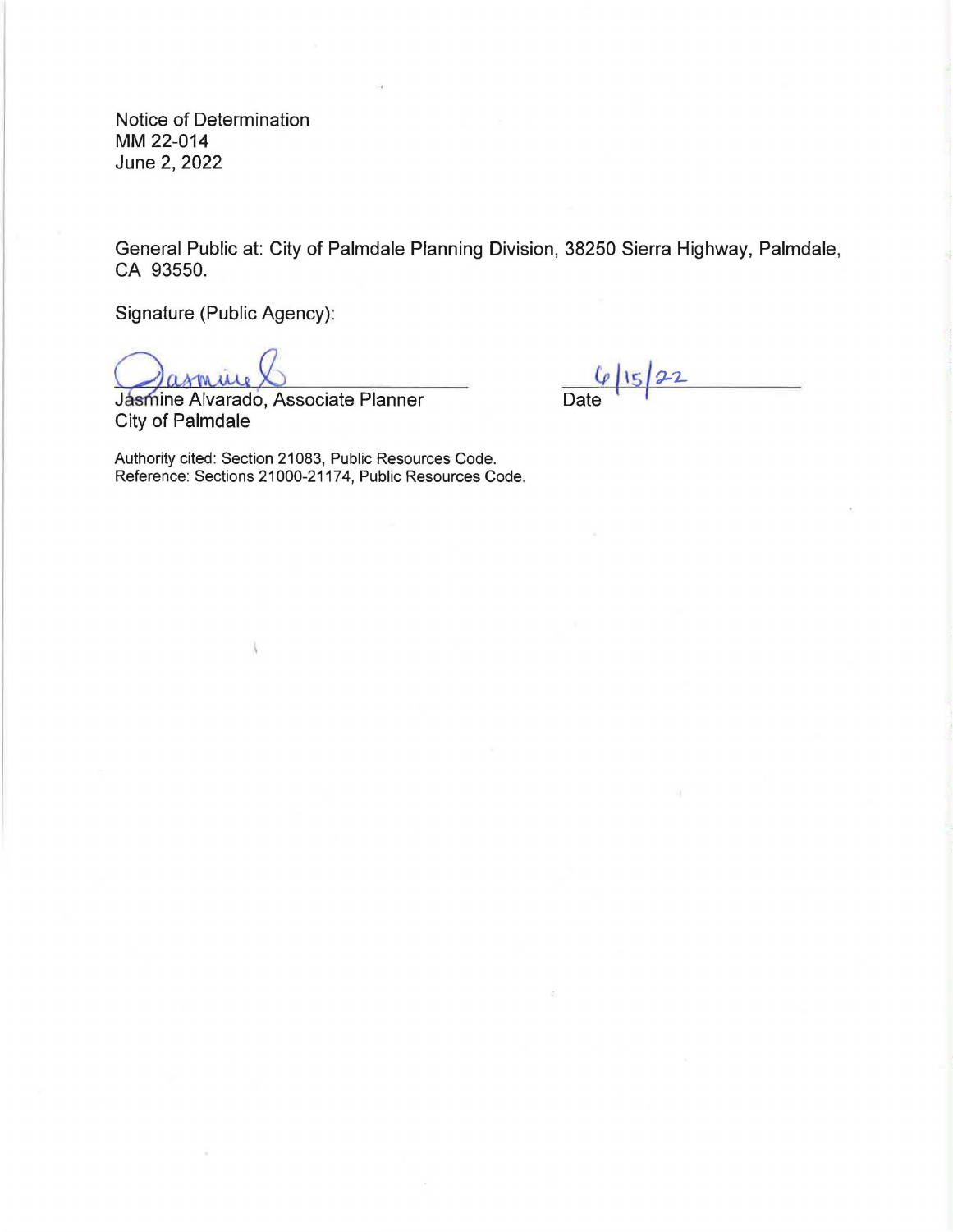Notice of Determination
MM 22-014
June 2, 2022

General Public at: City of Palmdale Planning Division, 38250 Sierra Highway, Palmdale, CA 93550.

Signature (Public Agency):

Jasmine Alvarado, Associate Planner
City of Palmdale

Date 6/15/22

Authority cited: Section 21083, Public Resources Code.
Reference: Sections 21000-21174, Public Resources Code.